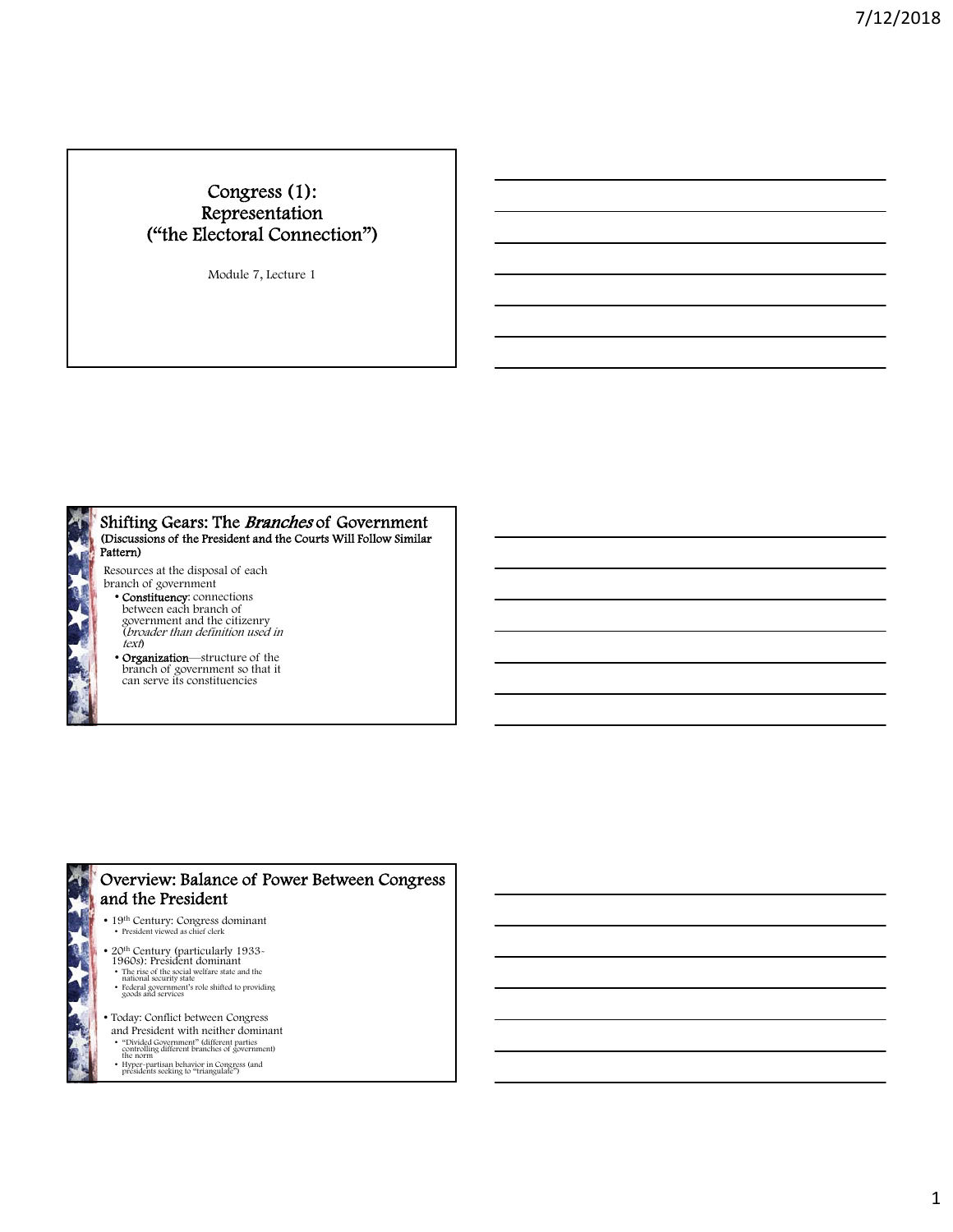# Congress (1): Representation ("the Electoral Connection")

Module 7, Lecture 1

## Shifting Gears: The *Branches* of Government

**(Discussions of the President and the Courts Will Follow Similar Pattern)**

Resources at the disposal of each branch of government

- **Constituency**: connections between each branch of government and the citizenry (*broader than definition used in text*)
- **Organization**—structure of the branch of government so that it can serve its constituencies

## Overview: Balance of Power Between Congress and the President

- 19th Century: Congress dominant
  - President viewed as chief clerk
- 20th Century (particularly 1933-1960s): President dominant
  - The rise of the social welfare state and the national security state
  - Federal government's role shifted to providing goods and services
- Today: Conflict between Congress and President with neither dominant
  - "Divided Government" (different parties controlling different branches of government) the norm
  - Hyper-partisan behavior in Congress (and presidents seeking to "triangulate")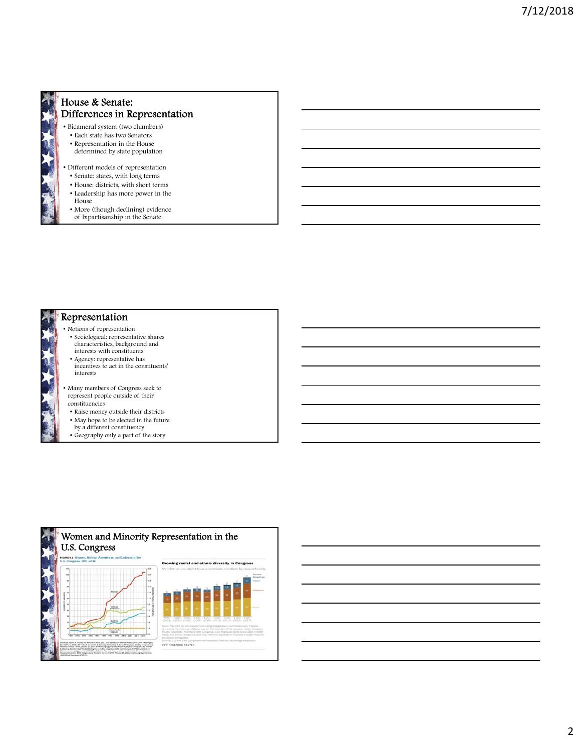## House & Senate: Differences in Representation

- Bicameral system (two chambers)
  - Each state has two Senators
  - Representation in the House determined by state population
- Different models of representation
  - Senate: states, with long terms
  - House: districts, with short terms
  - Leadership has more power in the House
  - More (though declining) evidence of bipartisanship in the Senate

## Representation

- Notions of representation
  - Sociological: representative shares characteristics, background and interests with constituents
  - Agency: representative has incentives to act in the constituents' interests
- Many members of Congress seek to represent people outside of their constituencies
  - Raise money outside their districts
  - May hope to be elected in the future by a different constituency
  - Geography only a part of the story

## Women and Minority Representation in the U.S. Congress

FIGURE 5.1 Women, African Americans, and Latinos in the U.S. Congress, 1971–2016

Growing racial and ethnic diversity in Congress

*Number of nonwhite House and Senate members by race/ethnicity*

PEW RESEARCH CENTER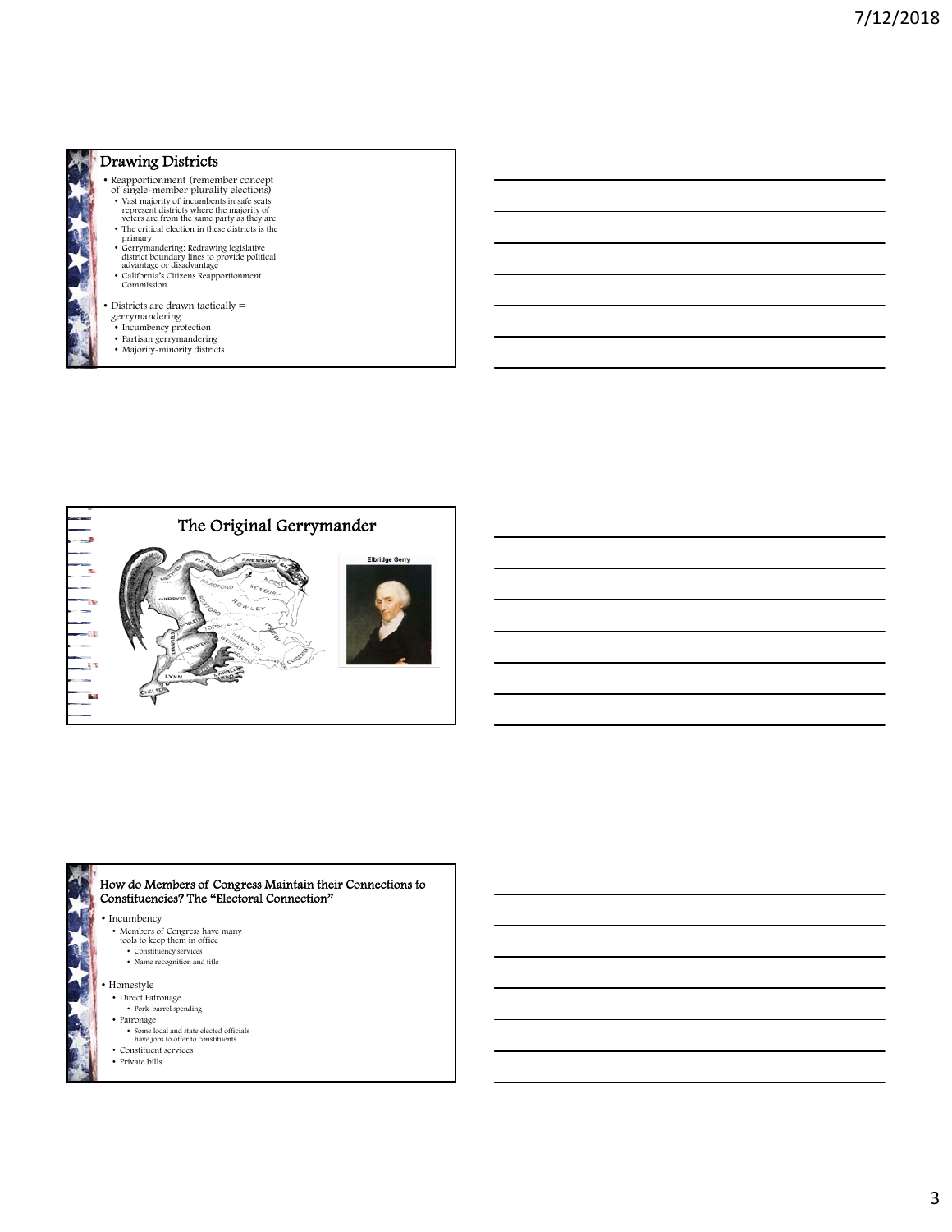## Drawing Districts

- Reapportionment (remember concept of single-member plurality elections)
  - Vast majority of incumbents in safe seats represent districts where the majority of voters are from the same party as they are
  - The critical election in these districts is the primary
  - Gerrymandering: Redrawing legislative district boundary lines to provide political advantage or disadvantage
  - California's Citizens Reapportionment Commission
- Districts are drawn tactically = gerrymandering
  - Incumbency protection
  - Partisan gerrymandering
  - Majority-minority districts

## The Original Gerrymander

Elbridge Gerry

## How do Members of Congress Maintain their Connections to Constituencies? The "Electoral Connection"

- Incumbency
  - Members of Congress have many tools to keep them in office
    - Constituency services
    - Name recognition and title
- Homestyle
  - Direct Patronage
    - Pork-barrel spending
  - Patronage
    - Some local and state elected officials have jobs to offer to constituents
  - Constituent services
  - Private bills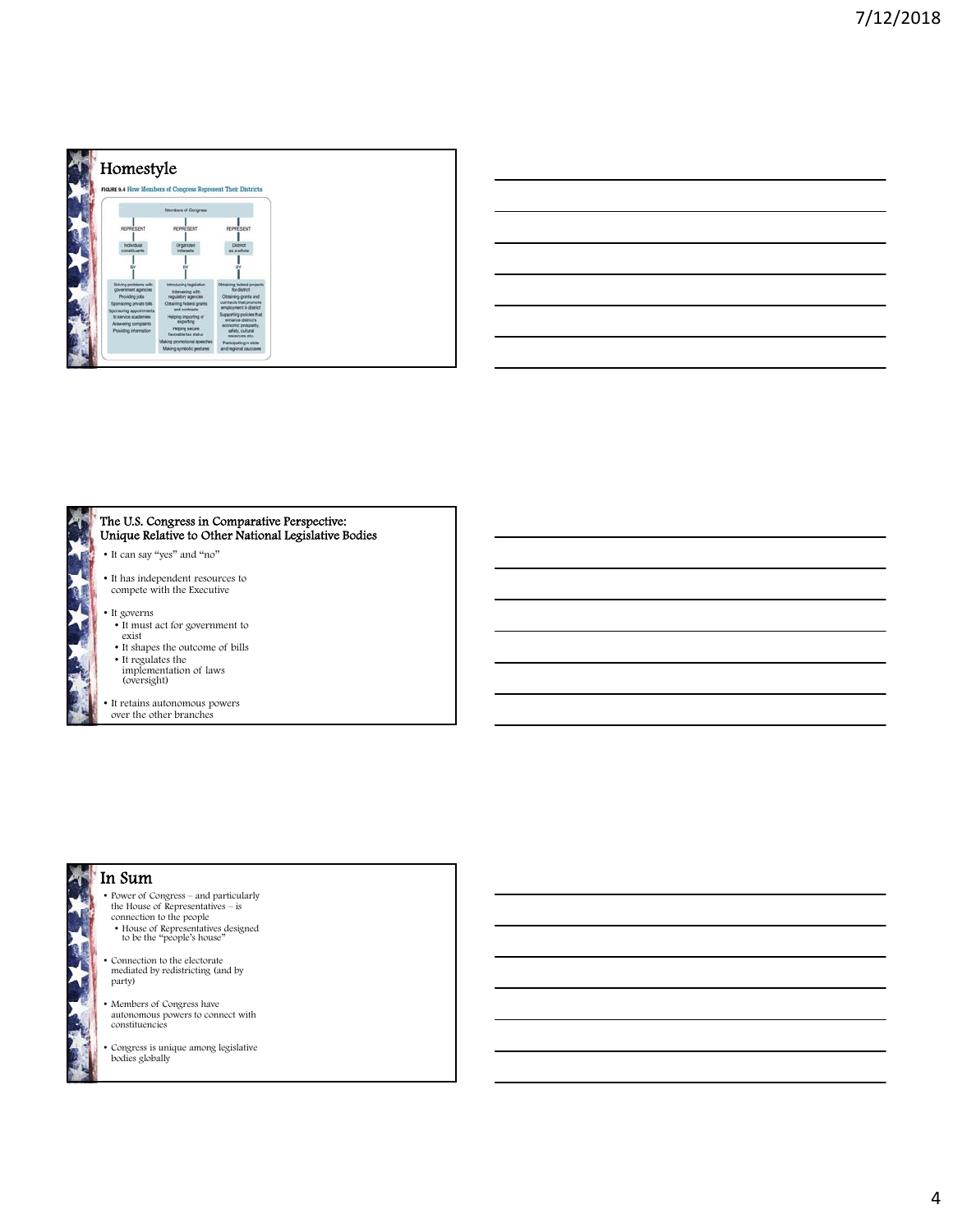## Homestyle

FIGURE 9.4 How Members of Congress Represent Their Districts

Members of Congress

REPRESENT

Individual constituents

BY

Solving problems with government agencies
Providing jobs
Sponsoring private bills
Sponsoring appointments to service academies
Answering complaints
Providing information

REPRESENT

Organized interests

BY

Introducing legislation
Intervening with regulatory agencies
Obtaining federal grants and contracts
Helping importing or exporting
Helping secure favorable tax status
Making promotional speeches
Making symbolic gestures

REPRESENT

District as a whole

BY

Obtaining federal projects for district
Obtaining grants and contracts that promote employment in district
Supporting policies that enhance district's economic prosperity, safety, cultural resources, etc.
Participating in state and regional caucuses

## The U.S. Congress in Comparative Perspective: Unique Relative to Other National Legislative Bodies

- It can say "yes" and "no"
- It has independent resources to compete with the Executive
- It governs
  - It must act for government to exist
  - It shapes the outcome of bills
  - It regulates the implementation of laws (oversight)
- It retains autonomous powers over the other branches

## In Sum

- Power of Congress – and particularly the House of Representatives – is connection to the people
  - House of Representatives designed to be the "people's house"
- Connection to the electorate mediated by redistricting (and by party)
- Members of Congress have autonomous powers to connect with constituencies
- Congress is unique among legislative bodies globally